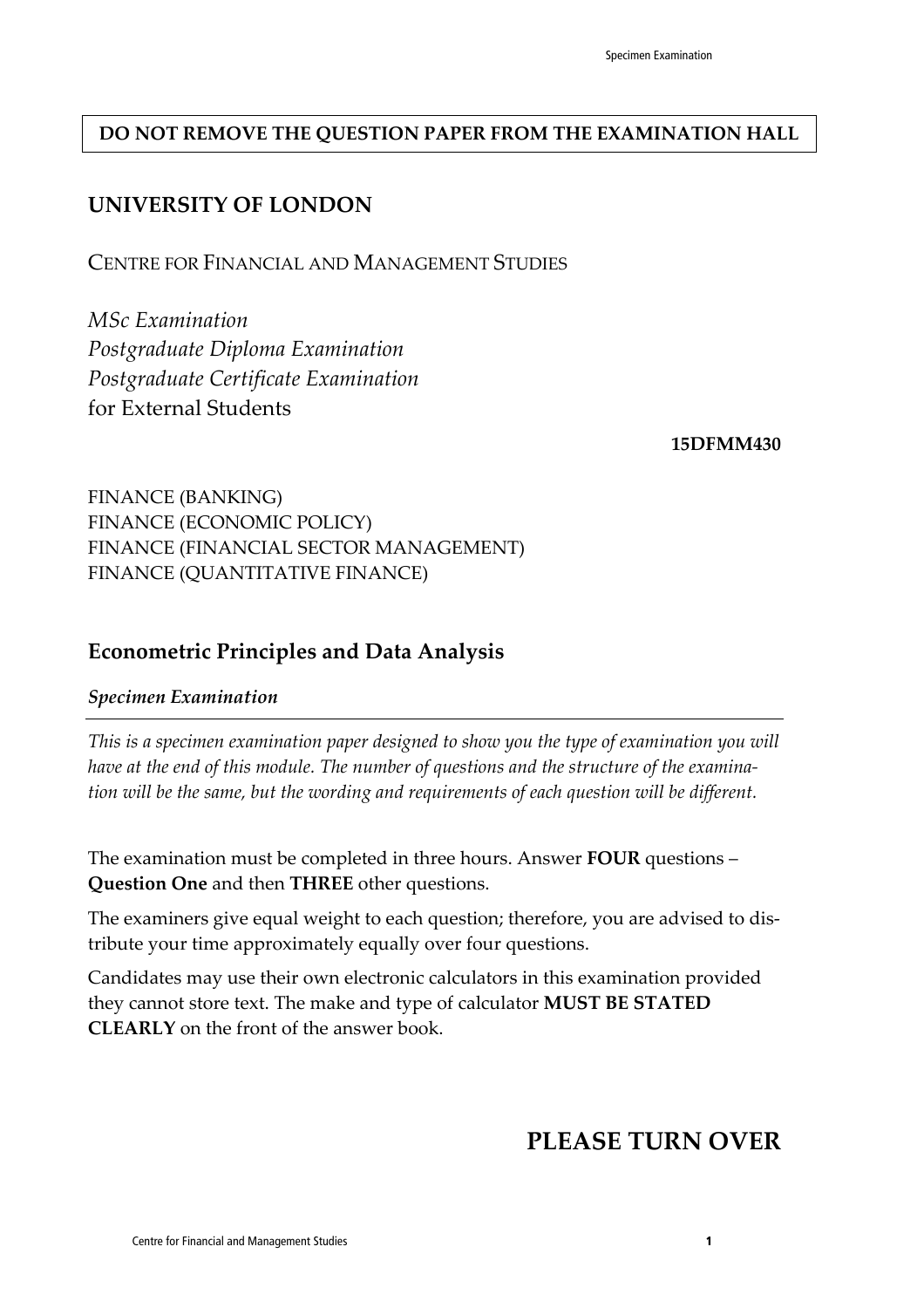**DO NOT REMOVE THE QUESTION PAPER FROM THE EXAMINATION HALL**

## UNIVERSITY OF LONDON

CENTRE FOR FINANCIAL AND MANAGEMENT STUDIES

*MSc Examination*
*Postgraduate Diploma Examination*
*Postgraduate Certificate Examination*
for External Students

**15DFMM430**

FINANCE (BANKING)
FINANCE (ECONOMIC POLICY)
FINANCE (FINANCIAL SECTOR MANAGEMENT)
FINANCE (QUANTITATIVE FINANCE)

## Econometric Principles and Data Analysis

***Specimen Examination***

*This is a specimen examination paper designed to show you the type of examination you will have at the end of this module. The number of questions and the structure of the examination will be the same, but the wording and requirements of each question will be different.*

The examination must be completed in three hours. Answer **FOUR** questions – **Question One** and then **THREE** other questions.

The examiners give equal weight to each question; therefore, you are advised to distribute your time approximately equally over four questions.

Candidates may use their own electronic calculators in this examination provided they cannot store text. The make and type of calculator **MUST BE STATED CLEARLY** on the front of the answer book.

## PLEASE TURN OVER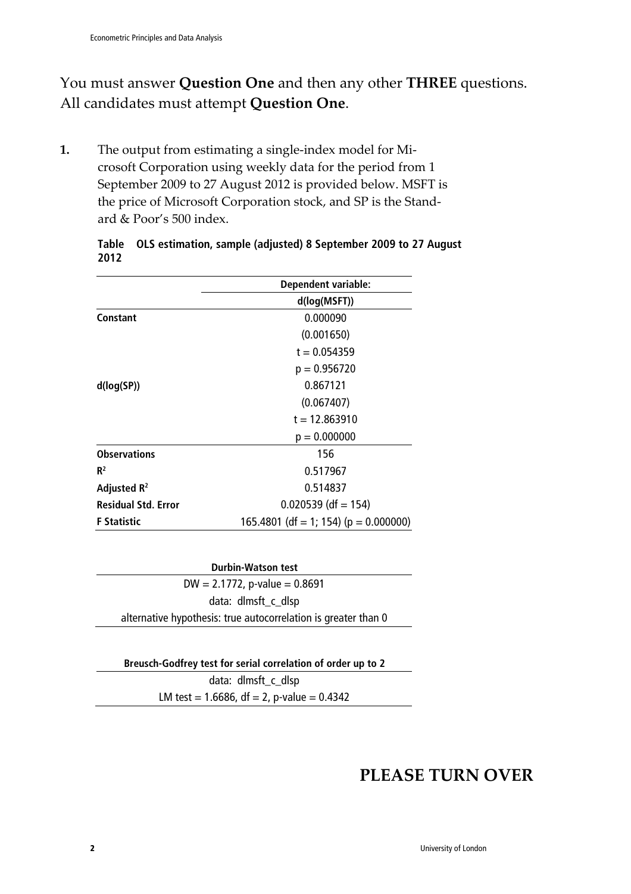You must answer **Question One** and then any other **THREE** questions. All candidates must attempt **Question One**.

**1.** The output from estimating a single-index model for Microsoft Corporation using weekly data for the period from 1 September 2009 to 27 August 2012 is provided below. MSFT is the price of Microsoft Corporation stock, and SP is the Standard & Poor's 500 index.

**Table OLS estimation, sample (adjusted) 8 September 2009 to 27 August 2012**

| | Dependent variable: |
|---|---|
| | d(log(MSFT)) |
| **Constant** | 0.000090 |
| | (0.001650) |
| | t = 0.054359 |
| | p = 0.956720 |
| **d(log(SP))** | 0.867121 |
| | (0.067407) |
| | t = 12.863910 |
| | p = 0.000000 |
| **Observations** | 156 |
| **$R^2$** | 0.517967 |
| **Adjusted $R^2$** | 0.514837 |
| **Residual Std. Error** | 0.020539 (df = 154) |
| **F Statistic** | 165.4801 (df = 1; 154) (p = 0.000000) |

| Durbin-Watson test |
|---|
| DW = 2.1772, p-value = 0.8691 |
| data: dlmsft_c_dlsp |
| alternative hypothesis: true autocorrelation is greater than 0 |

| Breusch-Godfrey test for serial correlation of order up to 2 |
|---|
| data: dlmsft_c_dlsp |
| LM test = 1.6686, df = 2, p-value = 0.4342 |

**PLEASE TURN OVER**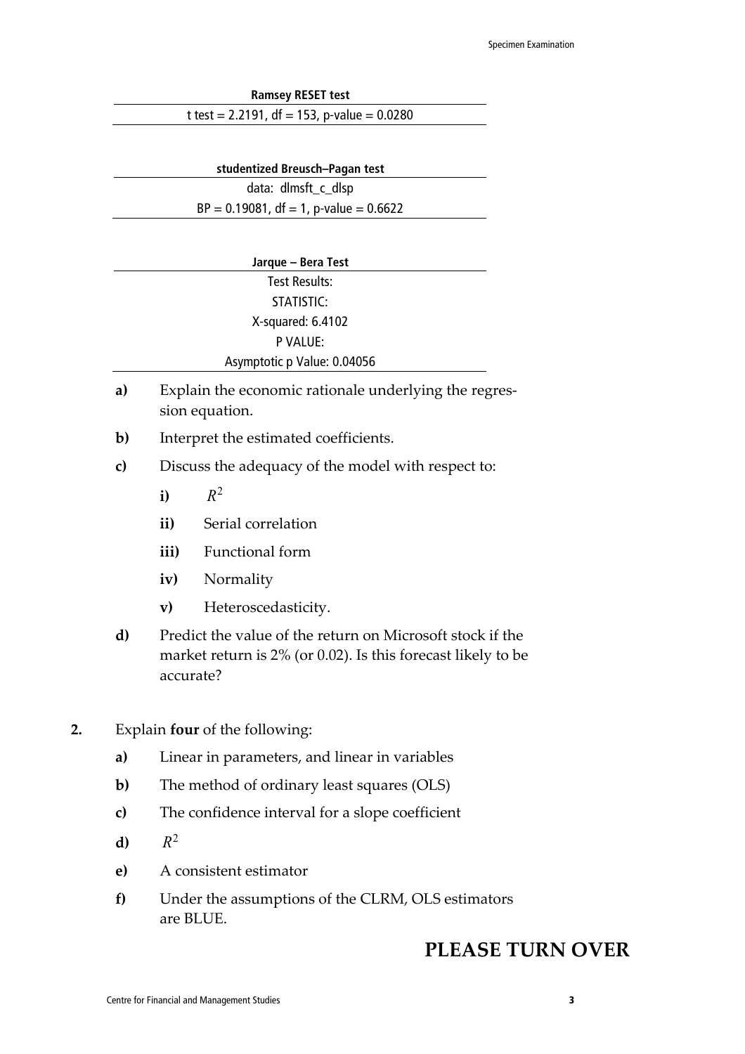**Ramsey RESET test**

t test = 2.2191, df = 153, p-value = 0.0280

**studentized Breusch–Pagan test**

data: dlmsft_c_dlsp

BP = 0.19081, df = 1, p-value = 0.6622

**Jarque – Bera Test**

Test Results:

STATISTIC:

X-squared: 6.4102

P VALUE:

Asymptotic p Value: 0.04056

**a)** Explain the economic rationale underlying the regression equation.

**b)** Interpret the estimated coefficients.

**c)** Discuss the adequacy of the model with respect to:

- **i)** $R^2$
- **ii)** Serial correlation
- **iii)** Functional form
- **iv)** Normality
- **v)** Heteroscedasticity.

**d)** Predict the value of the return on Microsoft stock if the market return is 2% (or 0.02). Is this forecast likely to be accurate?

**2.** Explain **four** of the following:

**a)** Linear in parameters, and linear in variables

**b)** The method of ordinary least squares (OLS)

**c)** The confidence interval for a slope coefficient

**d)** $R^2$

**e)** A consistent estimator

**f)** Under the assumptions of the CLRM, OLS estimators are BLUE.

## PLEASE TURN OVER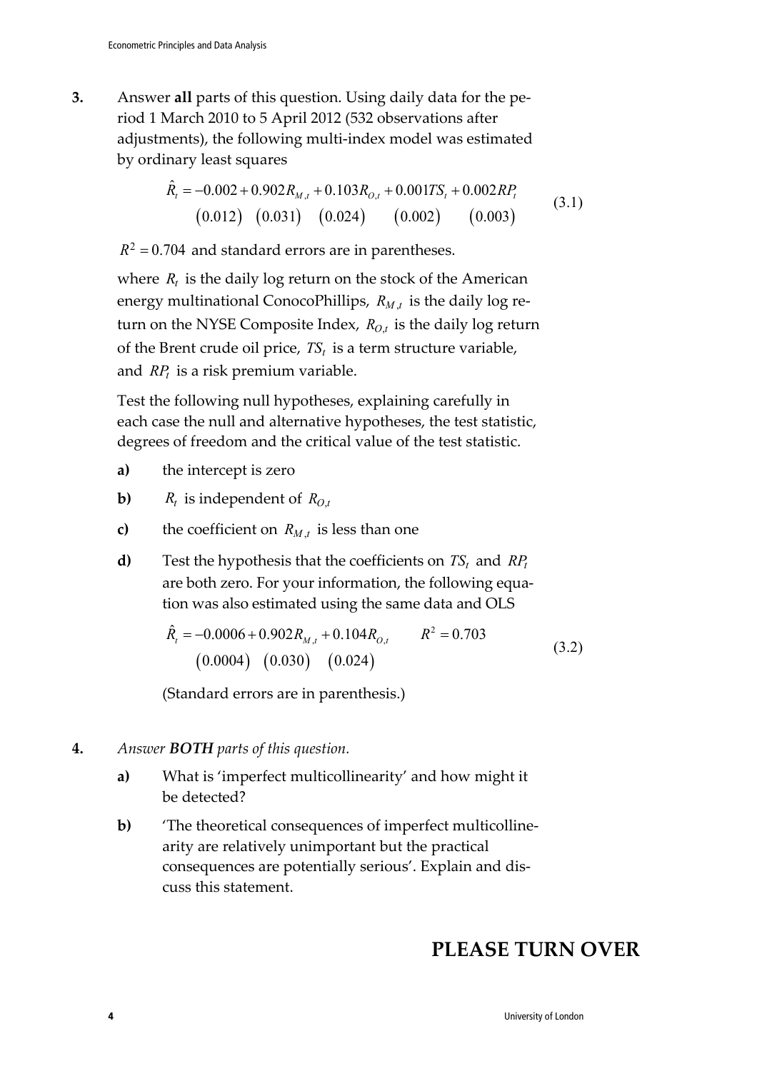**3.** Answer **all** parts of this question. Using daily data for the period 1 March 2010 to 5 April 2012 (532 observations after adjustments), the following multi-index model was estimated by ordinary least squares

$$\hat{R}_t = \underset{(0.012)}{-0.002} + \underset{(0.031)}{0.902} R_{M,t} + \underset{(0.024)}{0.103} R_{O,t} + \underset{(0.002)}{0.001} TS_t + \underset{(0.003)}{0.002} RP_t \tag{3.1}$$

$R^2 = 0.704$ and standard errors are in parentheses.

where $R_t$ is the daily log return on the stock of the American energy multinational ConocoPhillips, $R_{M,t}$ is the daily log return on the NYSE Composite Index, $R_{O,t}$ is the daily log return of the Brent crude oil price, $TS_t$ is a term structure variable, and $RP_t$ is a risk premium variable.

Test the following null hypotheses, explaining carefully in each case the null and alternative hypotheses, the test statistic, degrees of freedom and the critical value of the test statistic.

**a)** the intercept is zero

**b)** $R_t$ is independent of $R_{O,t}$

**c)** the coefficient on $R_{M,t}$ is less than one

**d)** Test the hypothesis that the coefficients on $TS_t$ and $RP_t$ are both zero. For your information, the following equation was also estimated using the same data and OLS

$$\hat{R}_t = \underset{(0.0004)}{-0.0006} + \underset{(0.030)}{0.902} R_{M,t} + \underset{(0.024)}{0.104} R_{O,t} \qquad R^2 = 0.703 \tag{3.2}$$

(Standard errors are in parenthesis.)

**4.** *Answer **BOTH** parts of this question.*

**a)** What is 'imperfect multicollinearity' and how might it be detected?

**b)** 'The theoretical consequences of imperfect multicollinearity are relatively unimportant but the practical consequences are potentially serious'. Explain and discuss this statement.

## PLEASE TURN OVER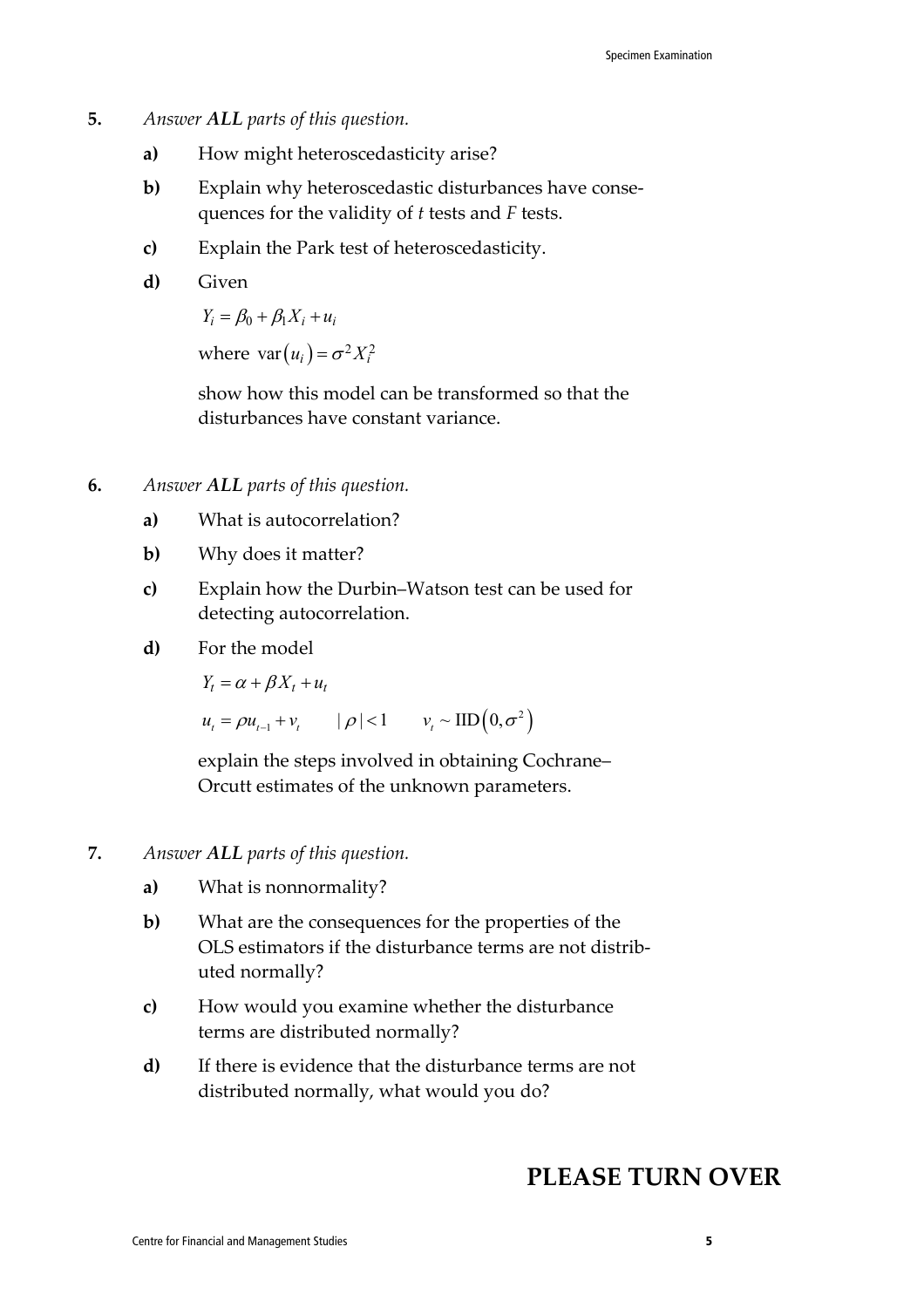**5.** *Answer **ALL** parts of this question.*

**a)** How might heteroscedasticity arise?

**b)** Explain why heteroscedastic disturbances have consequences for the validity of *t* tests and *F* tests.

**c)** Explain the Park test of heteroscedasticity.

**d)** Given

$$Y_i = \beta_0 + \beta_1 X_i + u_i$$

where $\text{var}(u_i) = \sigma^2 X_i^2$

show how this model can be transformed so that the disturbances have constant variance.

**6.** *Answer **ALL** parts of this question.*

**a)** What is autocorrelation?

**b)** Why does it matter?

**c)** Explain how the Durbin–Watson test can be used for detecting autocorrelation.

**d)** For the model

$$Y_t = \alpha + \beta X_t + u_t$$

$$u_t = \rho u_{t-1} + v_t \qquad |\rho| < 1 \qquad v_t \sim \text{IID}(0, \sigma^2)$$

explain the steps involved in obtaining Cochrane–Orcutt estimates of the unknown parameters.

**7.** *Answer **ALL** parts of this question.*

**a)** What is nonnormality?

**b)** What are the consequences for the properties of the OLS estimators if the disturbance terms are not distributed normally?

**c)** How would you examine whether the disturbance terms are distributed normally?

**d)** If there is evidence that the disturbance terms are not distributed normally, what would you do?

**PLEASE TURN OVER**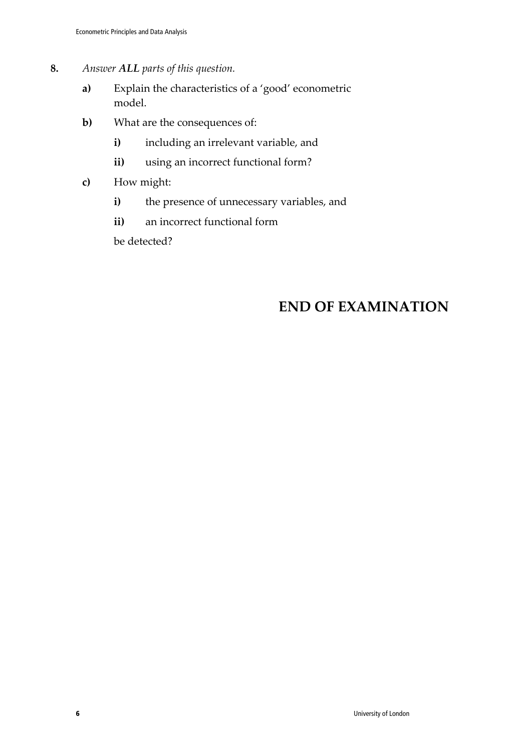**8.** *Answer **ALL** parts of this question.*

**a)** Explain the characteristics of a 'good' econometric model.

**b)** What are the consequences of:

**i)** including an irrelevant variable, and

**ii)** using an incorrect functional form?

**c)** How might:

**i)** the presence of unnecessary variables, and

**ii)** an incorrect functional form

be detected?

## END OF EXAMINATION